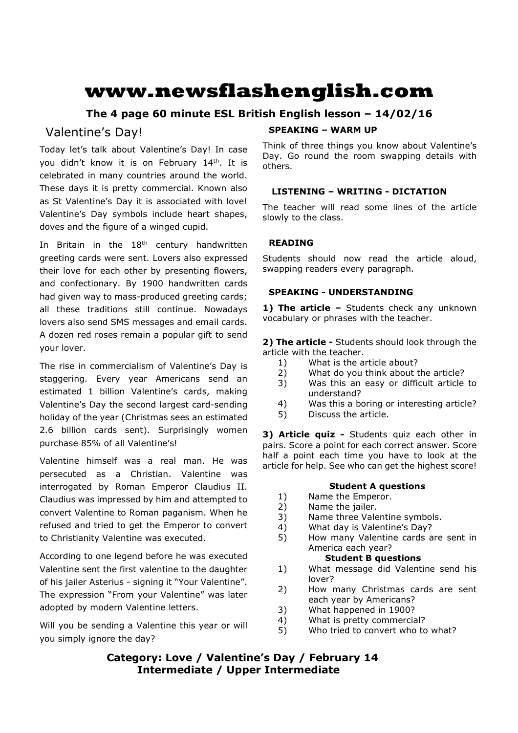# www.newsflashenglish.com

**The 4 page 60 minute ESL British English lesson – 14/02/16**

## Valentine's Day!

Today let's talk about Valentine's Day! In case you didn't know it is on February 14th. It is celebrated in many countries around the world. These days it is pretty commercial. Known also as St Valentine's Day it is associated with love! Valentine's Day symbols include heart shapes, doves and the figure of a winged cupid.

In Britain in the 18th century handwritten greeting cards were sent. Lovers also expressed their love for each other by presenting flowers, and confectionary. By 1900 handwritten cards had given way to mass-produced greeting cards; all these traditions still continue. Nowadays lovers also send SMS messages and email cards. A dozen red roses remain a popular gift to send your lover.

The rise in commercialism of Valentine's Day is staggering. Every year Americans send an estimated 1 billion Valentine's cards, making Valentine's Day the second largest card-sending holiday of the year (Christmas sees an estimated 2.6 billion cards sent). Surprisingly women purchase 85% of all Valentine's!

Valentine himself was a real man. He was persecuted as a Christian. Valentine was interrogated by Roman Emperor Claudius II. Claudius was impressed by him and attempted to convert Valentine to Roman paganism. When he refused and tried to get the Emperor to convert to Christianity Valentine was executed.

According to one legend before he was executed Valentine sent the first valentine to the daughter of his jailer Asterius - signing it "Your Valentine". The expression "From your Valentine" was later adopted by modern Valentine letters.

Will you be sending a Valentine this year or will you simply ignore the day?

### SPEAKING – WARM UP

Think of three things you know about Valentine's Day. Go round the room swapping details with others.

### LISTENING – WRITING - DICTATION

The teacher will read some lines of the article slowly to the class.

### READING

Students should now read the article aloud, swapping readers every paragraph.

### SPEAKING - UNDERSTANDING

**1) The article –** Students check any unknown vocabulary or phrases with the teacher.

**2) The article -** Students should look through the article with the teacher.

1) What is the article about?
2) What do you think about the article?
3) Was this an easy or difficult article to understand?
4) Was this a boring or interesting article?
5) Discuss the article.

**3) Article quiz -** Students quiz each other in pairs. Score a point for each correct answer. Score half a point each time you have to look at the article for help. See who can get the highest score!

**Student A questions**

1) Name the Emperor.
2) Name the jailer.
3) Name three Valentine symbols.
4) What day is Valentine's Day?
5) How many Valentine cards are sent in America each year?

**Student B questions**

1) What message did Valentine send his lover?
2) How many Christmas cards are sent each year by Americans?
3) What happened in 1900?
4) What is pretty commercial?
5) Who tried to convert who to what?

**Category: Love / Valentine's Day / February 14**
**Intermediate / Upper Intermediate**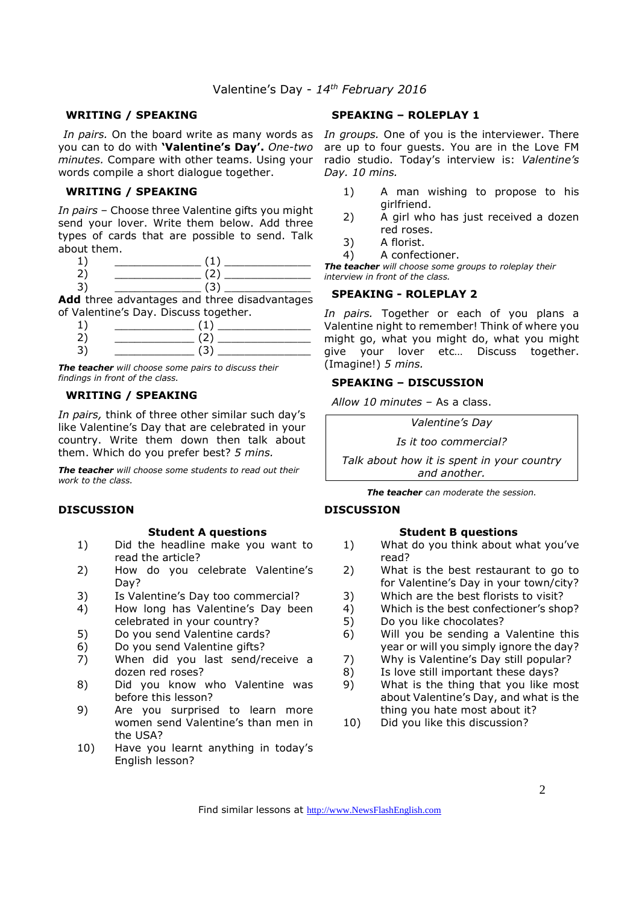# Valentine's Day - *14th February 2016*

### WRITING / SPEAKING

*In pairs.* On the board write as many words as you can to do with **'Valentine's Day'.** *One-two minutes.* Compare with other teams. Using your words compile a short dialogue together.

### WRITING / SPEAKING

*In pairs* – Choose three Valentine gifts you might send your lover. Write them below. Add three types of cards that are possible to send. Talk about them.

1) _____________ (1) _____________
2) _____________ (2) _____________
3) _____________ (3) _____________

**Add** three advantages and three disadvantages of Valentine's Day. Discuss together.

1) ____________ (1) ______________
2) ____________ (2) ______________
3) ____________ (3) ______________

***The teacher*** *will choose some pairs to discuss their findings in front of the class.*

### WRITING / SPEAKING

*In pairs,* think of three other similar such day's like Valentine's Day that are celebrated in your country. Write them down then talk about them. Which do you prefer best? *5 mins.*

***The teacher*** *will choose some students to read out their work to the class.*

### SPEAKING – ROLEPLAY 1

*In groups.* One of you is the interviewer. There are up to four guests. You are in the Love FM radio studio. Today's interview is: *Valentine's Day. 10 mins.*

1) A man wishing to propose to his girlfriend.
2) A girl who has just received a dozen red roses.
3) A florist.
4) A confectioner.

***The teacher*** *will choose some groups to roleplay their interview in front of the class.*

### SPEAKING - ROLEPLAY 2

*In pairs.* Together or each of you plans a Valentine night to remember! Think of where you might go, what you might do, what you might give your lover etc… Discuss together. (Imagine!) *5 mins.*

### SPEAKING – DISCUSSION

*Allow 10 minutes* – As a class.

> *Valentine's Day*
>
> *Is it too commercial?*
>
> *Talk about how it is spent in your country and another.*

***The teacher*** *can moderate the session.*

### DISCUSSION

**Student A questions**

1) Did the headline make you want to read the article?
2) How do you celebrate Valentine's Day?
3) Is Valentine's Day too commercial?
4) How long has Valentine's Day been celebrated in your country?
5) Do you send Valentine cards?
6) Do you send Valentine gifts?
7) When did you last send/receive a dozen red roses?
8) Did you know who Valentine was before this lesson?
9) Are you surprised to learn more women send Valentine's than men in the USA?
10) Have you learnt anything in today's English lesson?

### DISCUSSION

**Student B questions**

1) What do you think about what you've read?
2) What is the best restaurant to go to for Valentine's Day in your town/city?
3) Which are the best florists to visit?
4) Which is the best confectioner's shop?
5) Do you like chocolates?
6) Will you be sending a Valentine this year or will you simply ignore the day?
7) Why is Valentine's Day still popular?
8) Is love still important these days?
9) What is the thing that you like most about Valentine's Day, and what is the thing you hate most about it?
10) Did you like this discussion?

Find similar lessons at http://www.NewsFlashEnglish.com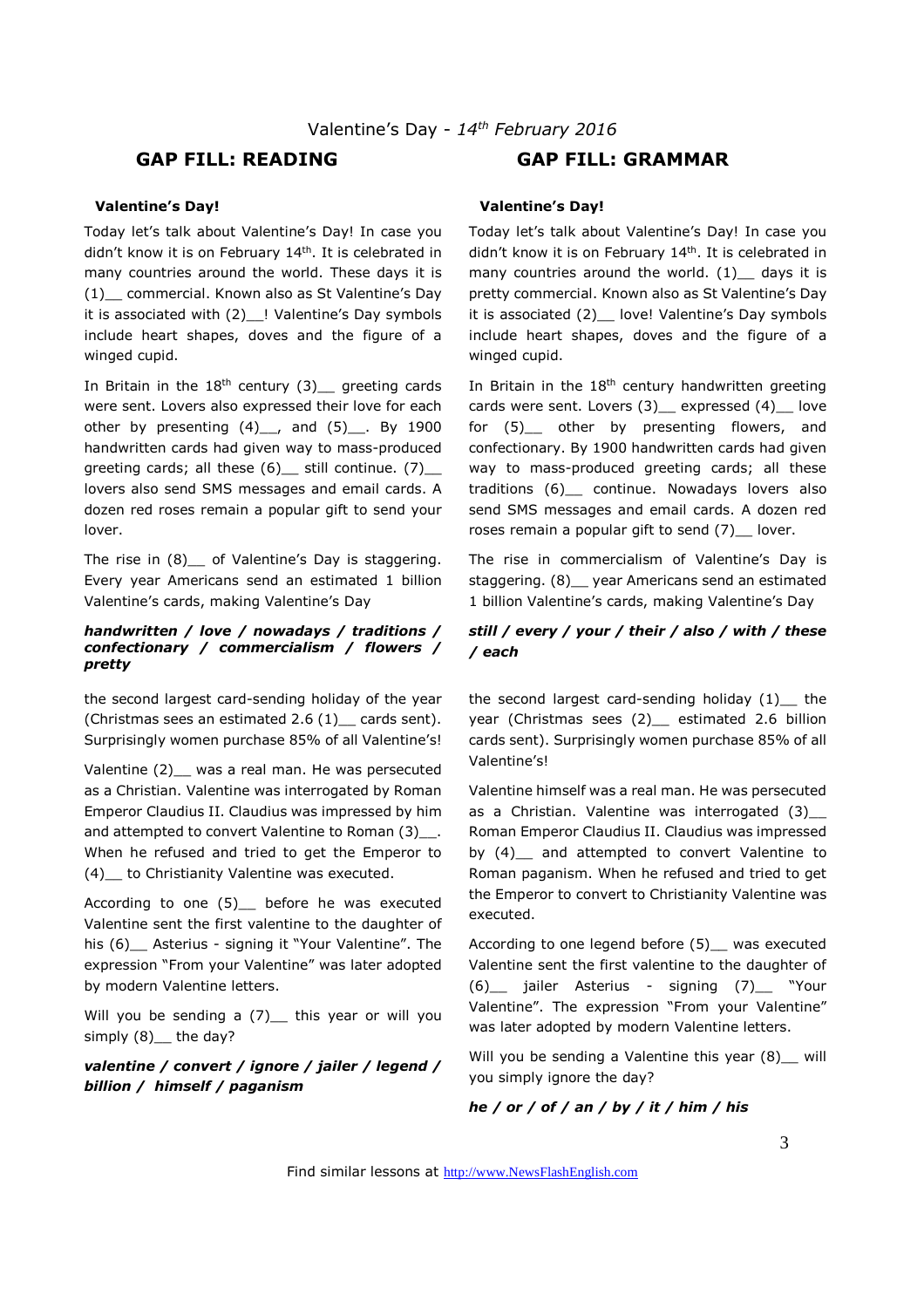Valentine's Day - *14th February 2016*

## GAP FILL: READING

**Valentine's Day!**

Today let's talk about Valentine's Day! In case you didn't know it is on February 14th. It is celebrated in many countries around the world. These days it is (1)__ commercial. Known also as St Valentine's Day it is associated with (2)__! Valentine's Day symbols include heart shapes, doves and the figure of a winged cupid.

In Britain in the 18th century (3)__ greeting cards were sent. Lovers also expressed their love for each other by presenting (4)__, and (5)__. By 1900 handwritten cards had given way to mass-produced greeting cards; all these (6)__ still continue. (7)__ lovers also send SMS messages and email cards. A dozen red roses remain a popular gift to send your lover.

The rise in (8)__ of Valentine's Day is staggering. Every year Americans send an estimated 1 billion Valentine's cards, making Valentine's Day

***handwritten / love / nowadays / traditions / confectionary / commercialism / flowers / pretty***

the second largest card-sending holiday of the year (Christmas sees an estimated 2.6 (1)__ cards sent). Surprisingly women purchase 85% of all Valentine's!

Valentine (2)__ was a real man. He was persecuted as a Christian. Valentine was interrogated by Roman Emperor Claudius II. Claudius was impressed by him and attempted to convert Valentine to Roman (3)__. When he refused and tried to get the Emperor to (4)__ to Christianity Valentine was executed.

According to one (5)__ before he was executed Valentine sent the first valentine to the daughter of his (6)__ Asterius - signing it "Your Valentine". The expression "From your Valentine" was later adopted by modern Valentine letters.

Will you be sending a (7)__ this year or will you simply (8)__ the day?

***valentine / convert / ignore / jailer / legend / billion / himself / paganism***

## GAP FILL: GRAMMAR

**Valentine's Day!**

Today let's talk about Valentine's Day! In case you didn't know it is on February 14th. It is celebrated in many countries around the world. (1)__ days it is pretty commercial. Known also as St Valentine's Day it is associated (2)__ love! Valentine's Day symbols include heart shapes, doves and the figure of a winged cupid.

In Britain in the 18th century handwritten greeting cards were sent. Lovers (3)__ expressed (4)__ love for (5)__ other by presenting flowers, and confectionary. By 1900 handwritten cards had given way to mass-produced greeting cards; all these traditions (6)__ continue. Nowadays lovers also send SMS messages and email cards. A dozen red roses remain a popular gift to send (7)__ lover.

The rise in commercialism of Valentine's Day is staggering. (8)__ year Americans send an estimated 1 billion Valentine's cards, making Valentine's Day

***still / every / your / their / also / with / these / each***

the second largest card-sending holiday (1)__ the year (Christmas sees (2)__ estimated 2.6 billion cards sent). Surprisingly women purchase 85% of all Valentine's!

Valentine himself was a real man. He was persecuted as a Christian. Valentine was interrogated (3)__ Roman Emperor Claudius II. Claudius was impressed by (4)__ and attempted to convert Valentine to Roman paganism. When he refused and tried to get the Emperor to convert to Christianity Valentine was executed.

According to one legend before (5)__ was executed Valentine sent the first valentine to the daughter of (6)__ jailer Asterius - signing (7)__ "Your Valentine". The expression "From your Valentine" was later adopted by modern Valentine letters.

Will you be sending a Valentine this year (8)__ will you simply ignore the day?

***he / or / of / an / by / it / him / his***

Find similar lessons at http://www.NewsFlashEnglish.com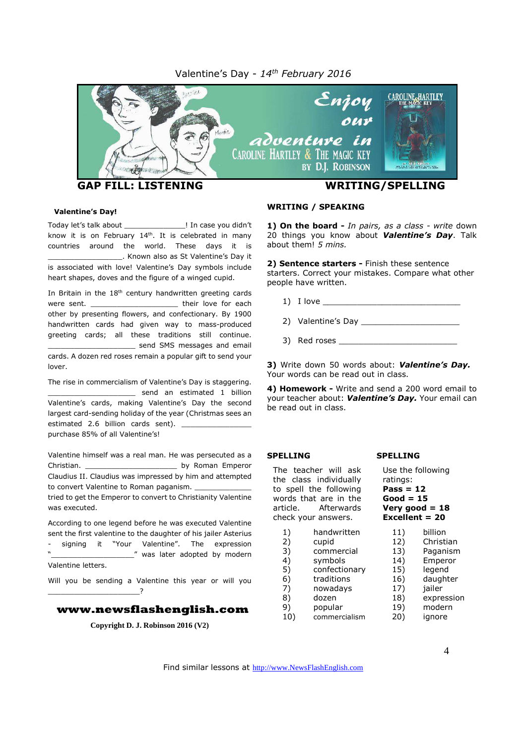Valentine's Day - *14th February 2016*

## GAP FILL: LISTENING

### Valentine's Day!

Today let's talk about _______________! In case you didn't know it is on February 14th. It is celebrated in many countries around the world. These days it is __________________. Known also as St Valentine's Day it is associated with love! Valentine's Day symbols include heart shapes, doves and the figure of a winged cupid.

In Britain in the 18th century handwritten greeting cards were sent. _____________________ their love for each other by presenting flowers, and confectionary. By 1900 handwritten cards had given way to mass-produced greeting cards; all these traditions still continue. _____________________ send SMS messages and email cards. A dozen red roses remain a popular gift to send your lover.

The rise in commercialism of Valentine's Day is staggering. __________________ send an estimated 1 billion Valentine's cards, making Valentine's Day the second largest card-sending holiday of the year (Christmas sees an estimated 2.6 billion cards sent). ________________ purchase 85% of all Valentine's!

Valentine himself was a real man. He was persecuted as a Christian. ______________________ by Roman Emperor Claudius II. Claudius was impressed by him and attempted to convert Valentine to Roman paganism. ______________ tried to get the Emperor to convert to Christianity Valentine was executed.

According to one legend before he was executed Valentine sent the first valentine to the daughter of his jailer Asterius - signing it "Your Valentine". The expression "____________________" was later adopted by modern Valentine letters.

Will you be sending a Valentine this year or will you _____________________?

**www.newsflashenglish.com**

**Copyright D. J. Robinson 2016 (V2)**

## WRITING/SPELLING

### WRITING / SPEAKING

**1) On the board -** *In pairs, as a class - write* down 20 things you know about ***Valentine's Day***. Talk about them! *5 mins.*

**2) Sentence starters -** Finish these sentence starters. Correct your mistakes. Compare what other people have written.

1) I love ______________________________
2) Valentine's Day _____________________
3) Red roses __________________________

**3)** Write down 50 words about: ***Valentine's Day.*** Your words can be read out in class.

**4) Homework -** Write and send a 200 word email to your teacher about: ***Valentine's Day.*** Your email can be read out in class.

### SPELLING

The teacher will ask the class individually to spell the following words that are in the article. Afterwards check your answers.

### SPELLING

Use the following ratings:
**Pass = 12**
**Good = 15**
**Very good = 18**
**Excellent = 20**

1) handwritten
2) cupid
3) commercial
4) symbols
5) confectionary
6) traditions
7) nowadays
8) dozen
9) popular
10) commercialism
11) billion
12) Christian
13) Paganism
14) Emperor
15) legend
16) daughter
17) jailer
18) expression
19) modern
20) ignore

Find similar lessons at http://www.NewsFlashEnglish.com